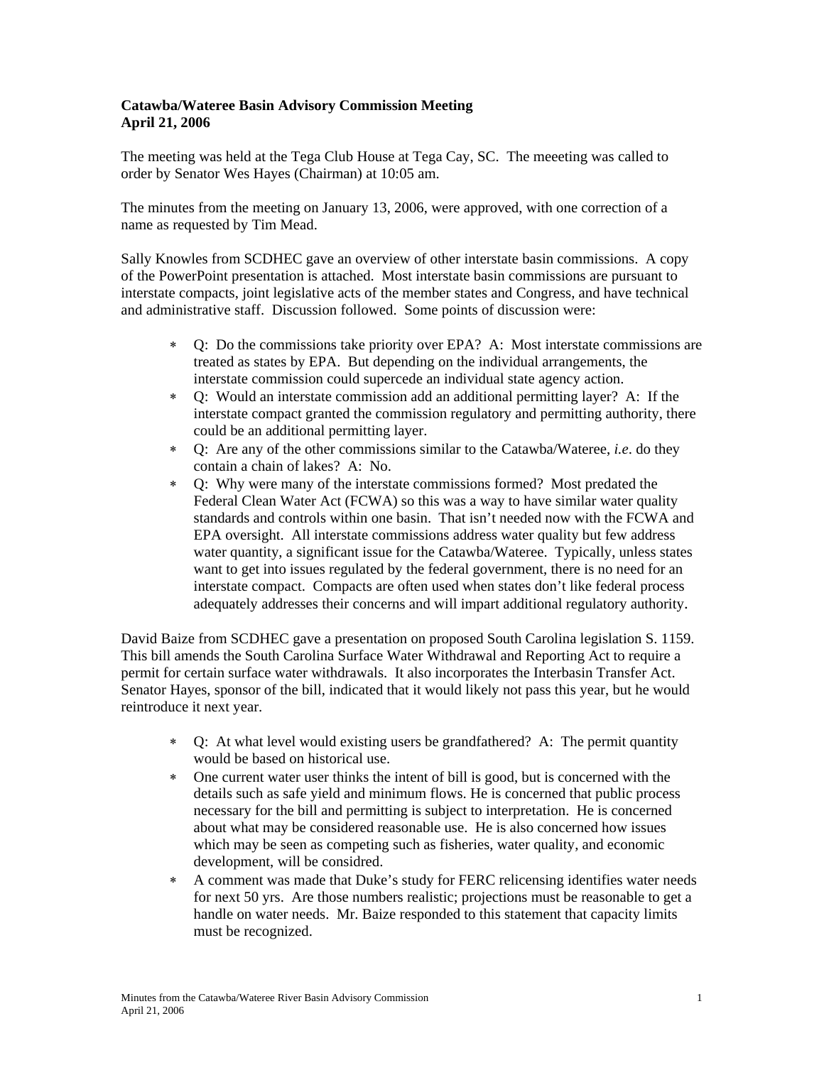**Catawba/Wateree Basin Advisory Commission Meeting**
**April 21, 2006**

The meeting was held at the Tega Club House at Tega Cay, SC. The meeeting was called to order by Senator Wes Hayes (Chairman) at 10:05 am.

The minutes from the meeting on January 13, 2006, were approved, with one correction of a name as requested by Tim Mead.

Sally Knowles from SCDHEC gave an overview of other interstate basin commissions. A copy of the PowerPoint presentation is attached. Most interstate basin commissions are pursuant to interstate compacts, joint legislative acts of the member states and Congress, and have technical and administrative staff. Discussion followed. Some points of discussion were:

- Q: Do the commissions take priority over EPA? A: Most interstate commissions are treated as states by EPA. But depending on the individual arrangements, the interstate commission could supercede an individual state agency action.
- Q: Would an interstate commission add an additional permitting layer? A: If the interstate compact granted the commission regulatory and permitting authority, there could be an additional permitting layer.
- Q: Are any of the other commissions similar to the Catawba/Wateree, *i.e*. do they contain a chain of lakes? A: No.
- Q: Why were many of the interstate commissions formed? Most predated the Federal Clean Water Act (FCWA) so this was a way to have similar water quality standards and controls within one basin. That isn't needed now with the FCWA and EPA oversight. All interstate commissions address water quality but few address water quantity, a significant issue for the Catawba/Wateree. Typically, unless states want to get into issues regulated by the federal government, there is no need for an interstate compact. Compacts are often used when states don't like federal process adequately addresses their concerns and will impart additional regulatory authority.

David Baize from SCDHEC gave a presentation on proposed South Carolina legislation S. 1159. This bill amends the South Carolina Surface Water Withdrawal and Reporting Act to require a permit for certain surface water withdrawals. It also incorporates the Interbasin Transfer Act. Senator Hayes, sponsor of the bill, indicated that it would likely not pass this year, but he would reintroduce it next year.

- Q: At what level would existing users be grandfathered? A: The permit quantity would be based on historical use.
- One current water user thinks the intent of bill is good, but is concerned with the details such as safe yield and minimum flows. He is concerned that public process necessary for the bill and permitting is subject to interpretation. He is concerned about what may be considered reasonable use. He is also concerned how issues which may be seen as competing such as fisheries, water quality, and economic development, will be considred.
- A comment was made that Duke's study for FERC relicensing identifies water needs for next 50 yrs. Are those numbers realistic; projections must be reasonable to get a handle on water needs. Mr. Baize responded to this statement that capacity limits must be recognized.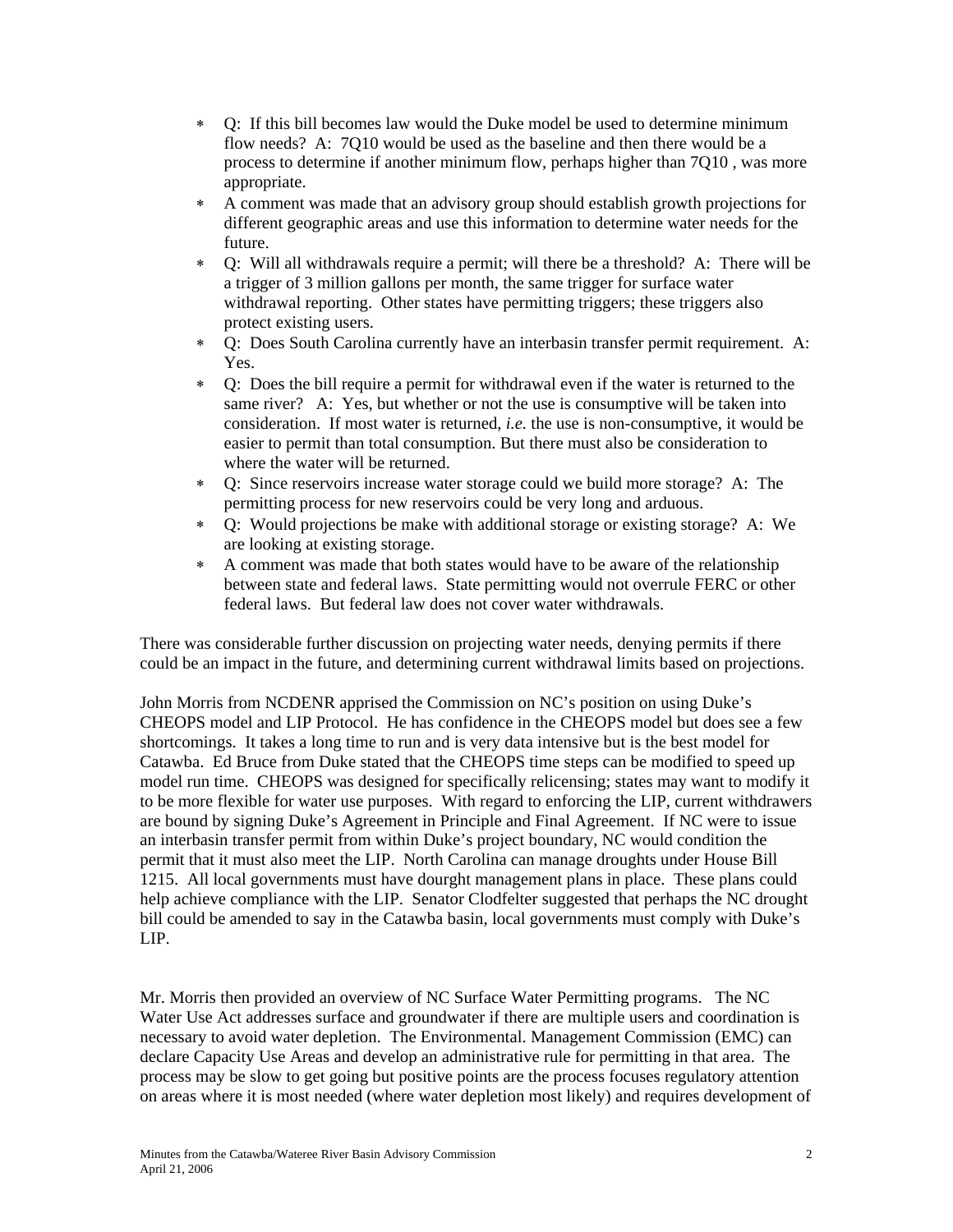- Q: If this bill becomes law would the Duke model be used to determine minimum flow needs? A: 7Q10 would be used as the baseline and then there would be a process to determine if another minimum flow, perhaps higher than 7Q10 , was more appropriate.
- A comment was made that an advisory group should establish growth projections for different geographic areas and use this information to determine water needs for the future.
- Q: Will all withdrawals require a permit; will there be a threshold? A: There will be a trigger of 3 million gallons per month, the same trigger for surface water withdrawal reporting. Other states have permitting triggers; these triggers also protect existing users.
- Q: Does South Carolina currently have an interbasin transfer permit requirement. A: Yes.
- Q: Does the bill require a permit for withdrawal even if the water is returned to the same river? A: Yes, but whether or not the use is consumptive will be taken into consideration. If most water is returned, *i.e.* the use is non-consumptive, it would be easier to permit than total consumption. But there must also be consideration to where the water will be returned.
- Q: Since reservoirs increase water storage could we build more storage? A: The permitting process for new reservoirs could be very long and arduous.
- Q: Would projections be make with additional storage or existing storage? A: We are looking at existing storage.
- A comment was made that both states would have to be aware of the relationship between state and federal laws. State permitting would not overrule FERC or other federal laws. But federal law does not cover water withdrawals.

There was considerable further discussion on projecting water needs, denying permits if there could be an impact in the future, and determining current withdrawal limits based on projections.

John Morris from NCDENR apprised the Commission on NC's position on using Duke's CHEOPS model and LIP Protocol. He has confidence in the CHEOPS model but does see a few shortcomings. It takes a long time to run and is very data intensive but is the best model for Catawba. Ed Bruce from Duke stated that the CHEOPS time steps can be modified to speed up model run time. CHEOPS was designed for specifically relicensing; states may want to modify it to be more flexible for water use purposes. With regard to enforcing the LIP, current withdrawers are bound by signing Duke's Agreement in Principle and Final Agreement. If NC were to issue an interbasin transfer permit from within Duke's project boundary, NC would condition the permit that it must also meet the LIP. North Carolina can manage droughts under House Bill 1215. All local governments must have dourght management plans in place. These plans could help achieve compliance with the LIP. Senator Clodfelter suggested that perhaps the NC drought bill could be amended to say in the Catawba basin, local governments must comply with Duke's LIP.

Mr. Morris then provided an overview of NC Surface Water Permitting programs. The NC Water Use Act addresses surface and groundwater if there are multiple users and coordination is necessary to avoid water depletion. The Environmental. Management Commission (EMC) can declare Capacity Use Areas and develop an administrative rule for permitting in that area. The process may be slow to get going but positive points are the process focuses regulatory attention on areas where it is most needed (where water depletion most likely) and requires development of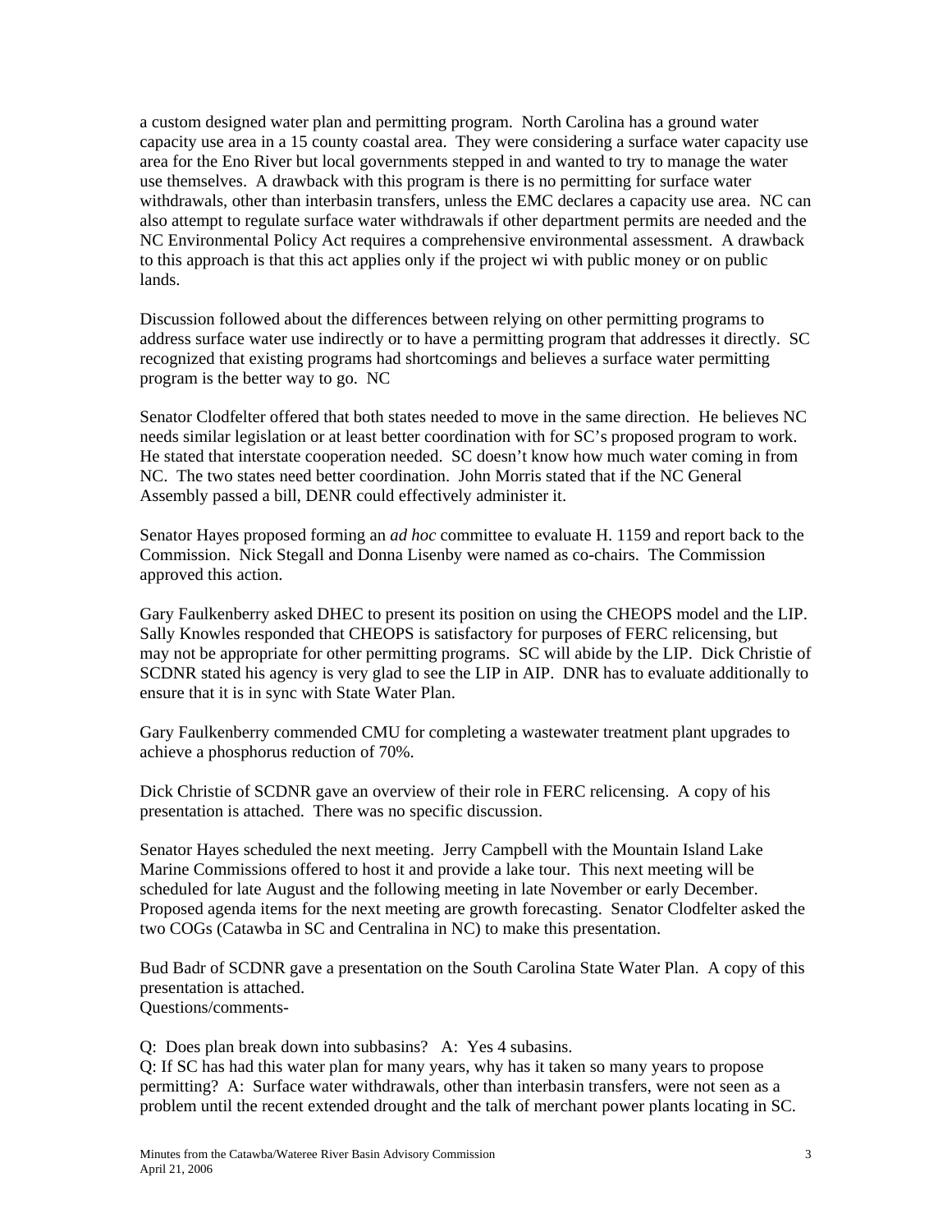a custom designed water plan and permitting program. North Carolina has a ground water capacity use area in a 15 county coastal area. They were considering a surface water capacity use area for the Eno River but local governments stepped in and wanted to try to manage the water use themselves. A drawback with this program is there is no permitting for surface water withdrawals, other than interbasin transfers, unless the EMC declares a capacity use area. NC can also attempt to regulate surface water withdrawals if other department permits are needed and the NC Environmental Policy Act requires a comprehensive environmental assessment. A drawback to this approach is that this act applies only if the project wi with public money or on public lands.

Discussion followed about the differences between relying on other permitting programs to address surface water use indirectly or to have a permitting program that addresses it directly. SC recognized that existing programs had shortcomings and believes a surface water permitting program is the better way to go. NC

Senator Clodfelter offered that both states needed to move in the same direction. He believes NC needs similar legislation or at least better coordination with for SC's proposed program to work. He stated that interstate cooperation needed. SC doesn't know how much water coming in from NC. The two states need better coordination. John Morris stated that if the NC General Assembly passed a bill, DENR could effectively administer it.

Senator Hayes proposed forming an *ad hoc* committee to evaluate H. 1159 and report back to the Commission. Nick Stegall and Donna Lisenby were named as co-chairs. The Commission approved this action.

Gary Faulkenberry asked DHEC to present its position on using the CHEOPS model and the LIP. Sally Knowles responded that CHEOPS is satisfactory for purposes of FERC relicensing, but may not be appropriate for other permitting programs. SC will abide by the LIP. Dick Christie of SCDNR stated his agency is very glad to see the LIP in AIP. DNR has to evaluate additionally to ensure that it is in sync with State Water Plan.

Gary Faulkenberry commended CMU for completing a wastewater treatment plant upgrades to achieve a phosphorus reduction of 70%.

Dick Christie of SCDNR gave an overview of their role in FERC relicensing. A copy of his presentation is attached. There was no specific discussion.

Senator Hayes scheduled the next meeting. Jerry Campbell with the Mountain Island Lake Marine Commissions offered to host it and provide a lake tour. This next meeting will be scheduled for late August and the following meeting in late November or early December. Proposed agenda items for the next meeting are growth forecasting. Senator Clodfelter asked the two COGs (Catawba in SC and Centralina in NC) to make this presentation.

Bud Badr of SCDNR gave a presentation on the South Carolina State Water Plan. A copy of this presentation is attached.
Questions/comments-

Q: Does plan break down into subbasins? A: Yes 4 subasins.
Q: If SC has had this water plan for many years, why has it taken so many years to propose permitting? A: Surface water withdrawals, other than interbasin transfers, were not seen as a problem until the recent extended drought and the talk of merchant power plants locating in SC.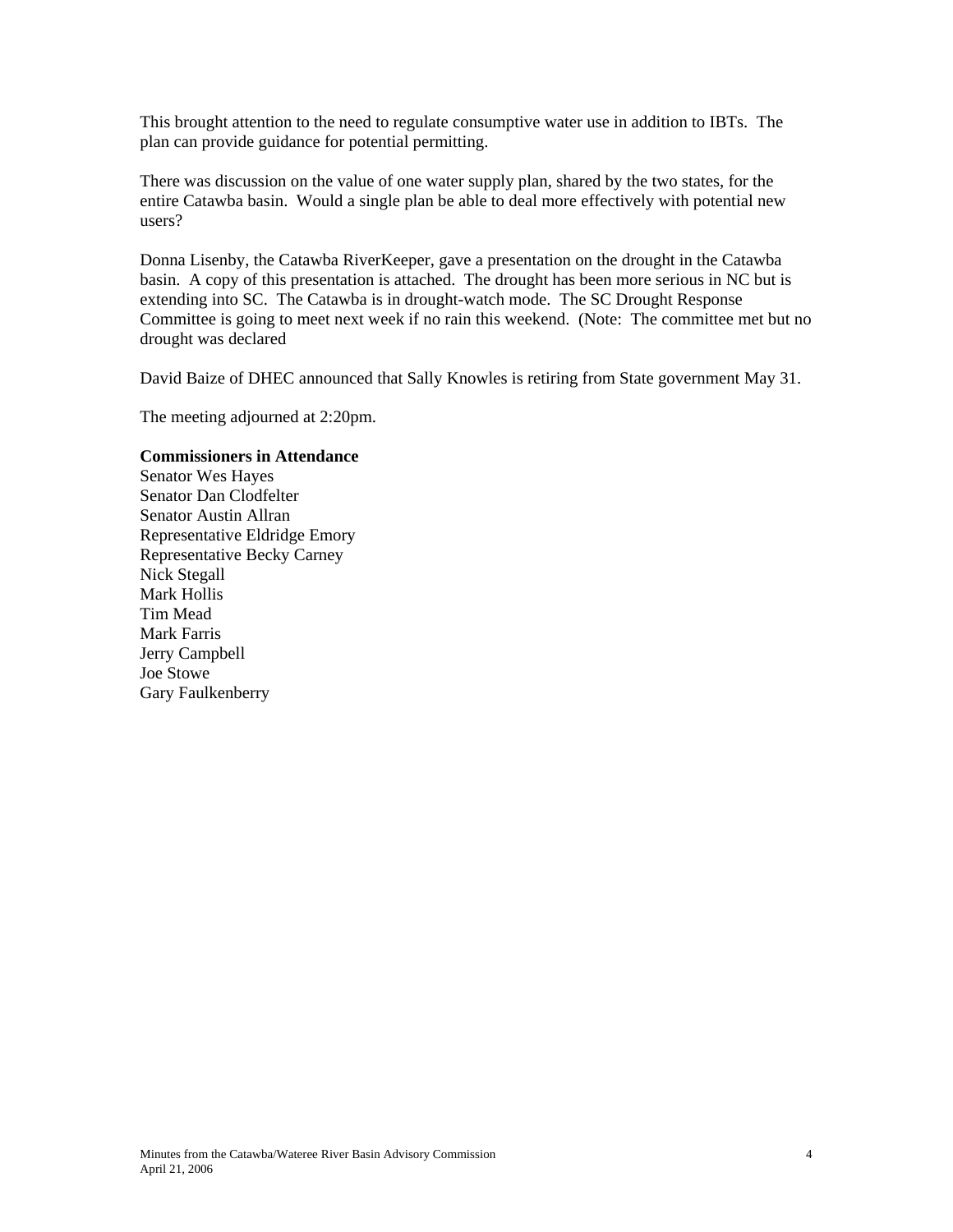This brought attention to the need to regulate consumptive water use in addition to IBTs. The plan can provide guidance for potential permitting.

There was discussion on the value of one water supply plan, shared by the two states, for the entire Catawba basin. Would a single plan be able to deal more effectively with potential new users?

Donna Lisenby, the Catawba RiverKeeper, gave a presentation on the drought in the Catawba basin. A copy of this presentation is attached. The drought has been more serious in NC but is extending into SC. The Catawba is in drought-watch mode. The SC Drought Response Committee is going to meet next week if no rain this weekend. (Note: The committee met but no drought was declared

David Baize of DHEC announced that Sally Knowles is retiring from State government May 31.

The meeting adjourned at 2:20pm.

**Commissioners in Attendance**

Senator Wes Hayes  
Senator Dan Clodfelter  
Senator Austin Allran  
Representative Eldridge Emory  
Representative Becky Carney  
Nick Stegall  
Mark Hollis  
Tim Mead  
Mark Farris  
Jerry Campbell  
Joe Stowe  
Gary Faulkenberry